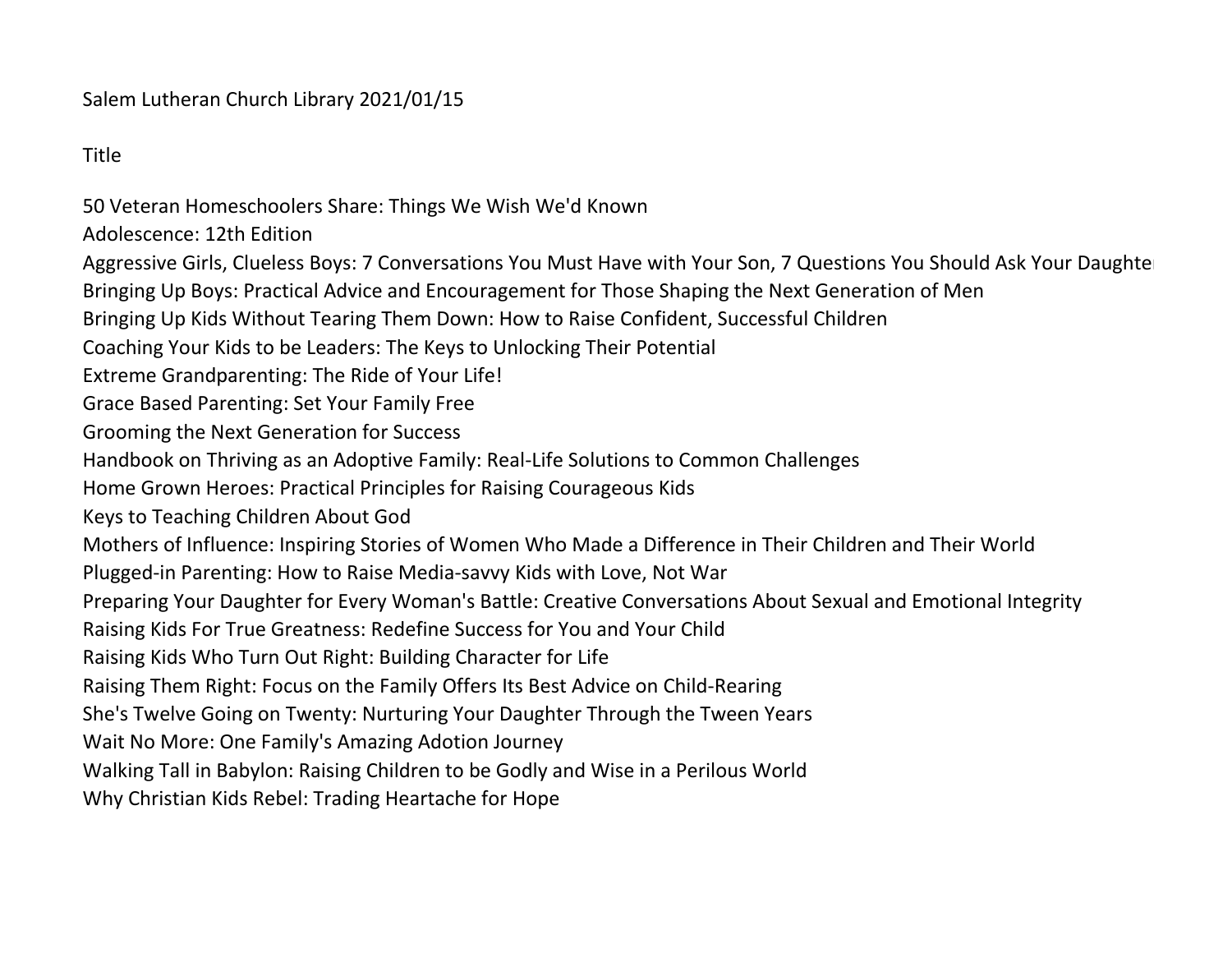Salem Lutheran Church Library 2021/01/15

Title

50 Veteran Homeschoolers Share: Things We Wish We'd Known
Adolescence: 12th Edition
Aggressive Girls, Clueless Boys: 7 Conversations You Must Have with Your Son, 7 Questions You Should Ask Your Daughte
Bringing Up Boys: Practical Advice and Encouragement for Those Shaping the Next Generation of Men
Bringing Up Kids Without Tearing Them Down: How to Raise Confident, Successful Children
Coaching Your Kids to be Leaders: The Keys to Unlocking Their Potential
Extreme Grandparenting: The Ride of Your Life!
Grace Based Parenting: Set Your Family Free
Grooming the Next Generation for Success
Handbook on Thriving as an Adoptive Family: Real-Life Solutions to Common Challenges
Home Grown Heroes: Practical Principles for Raising Courageous Kids
Keys to Teaching Children About God
Mothers of Influence: Inspiring Stories of Women Who Made a Difference in Their Children and Their World
Plugged-in Parenting: How to Raise Media-savvy Kids with Love, Not War
Preparing Your Daughter for Every Woman's Battle: Creative Conversations About Sexual and Emotional Integrity
Raising Kids For True Greatness: Redefine Success for You and Your Child
Raising Kids Who Turn Out Right: Building Character for Life
Raising Them Right: Focus on the Family Offers Its Best Advice on Child-Rearing
She's Twelve Going on Twenty: Nurturing Your Daughter Through the Tween Years
Wait No More: One Family's Amazing Adotion Journey
Walking Tall in Babylon: Raising Children to be Godly and Wise in a Perilous World
Why Christian Kids Rebel: Trading Heartache for Hope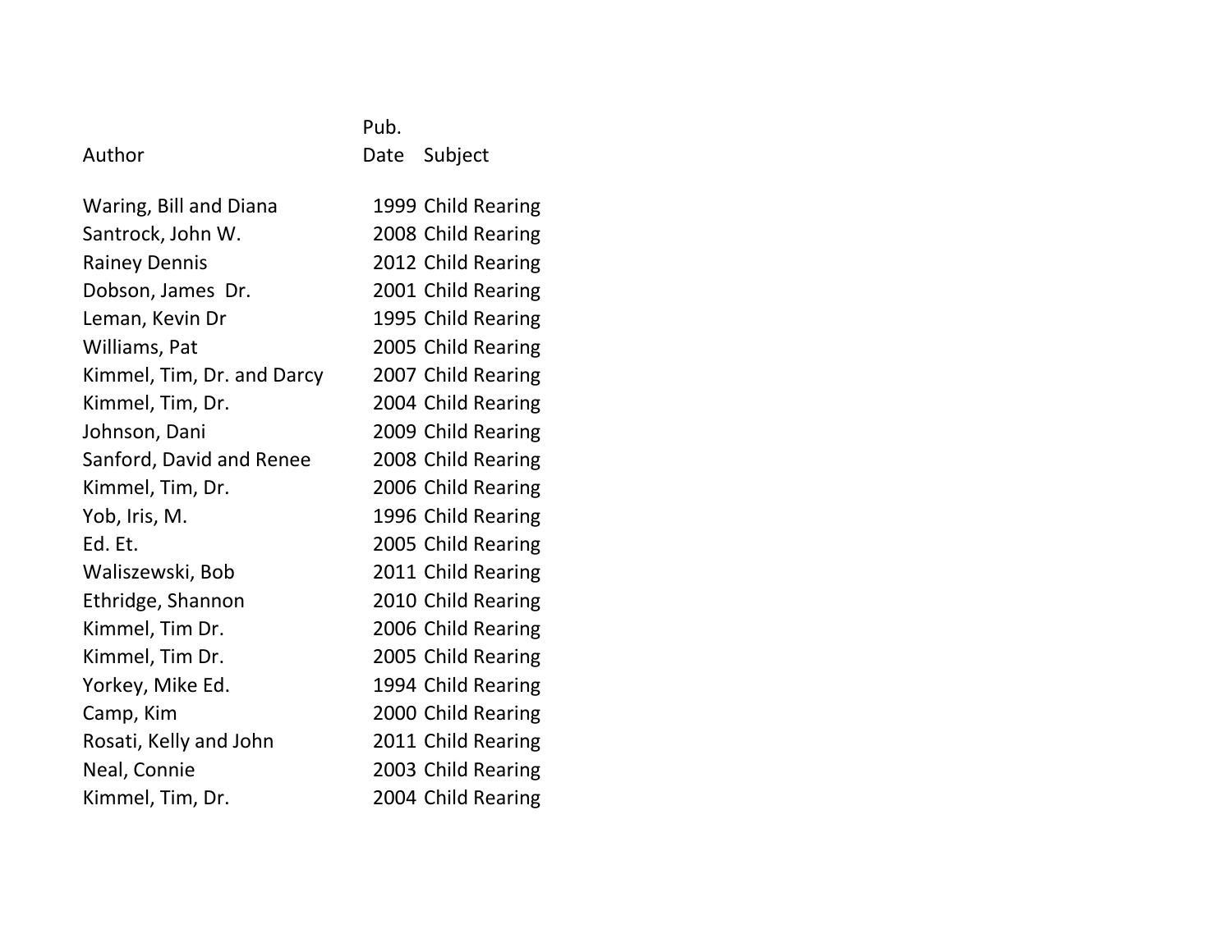| Author | Pub. Date | Subject |
|---|---|---|
| Waring, Bill and Diana | 1999 | Child Rearing |
| Santrock, John W. | 2008 | Child Rearing |
| Rainey Dennis | 2012 | Child Rearing |
| Dobson, James Dr. | 2001 | Child Rearing |
| Leman, Kevin Dr | 1995 | Child Rearing |
| Williams, Pat | 2005 | Child Rearing |
| Kimmel, Tim, Dr. and Darcy | 2007 | Child Rearing |
| Kimmel, Tim, Dr. | 2004 | Child Rearing |
| Johnson, Dani | 2009 | Child Rearing |
| Sanford, David and Renee | 2008 | Child Rearing |
| Kimmel, Tim, Dr. | 2006 | Child Rearing |
| Yob, Iris, M. | 1996 | Child Rearing |
| Ed. Et. | 2005 | Child Rearing |
| Waliszewski, Bob | 2011 | Child Rearing |
| Ethridge, Shannon | 2010 | Child Rearing |
| Kimmel, Tim Dr. | 2006 | Child Rearing |
| Kimmel, Tim Dr. | 2005 | Child Rearing |
| Yorkey, Mike Ed. | 1994 | Child Rearing |
| Camp, Kim | 2000 | Child Rearing |
| Rosati, Kelly and John | 2011 | Child Rearing |
| Neal, Connie | 2003 | Child Rearing |
| Kimmel, Tim, Dr. | 2004 | Child Rearing |